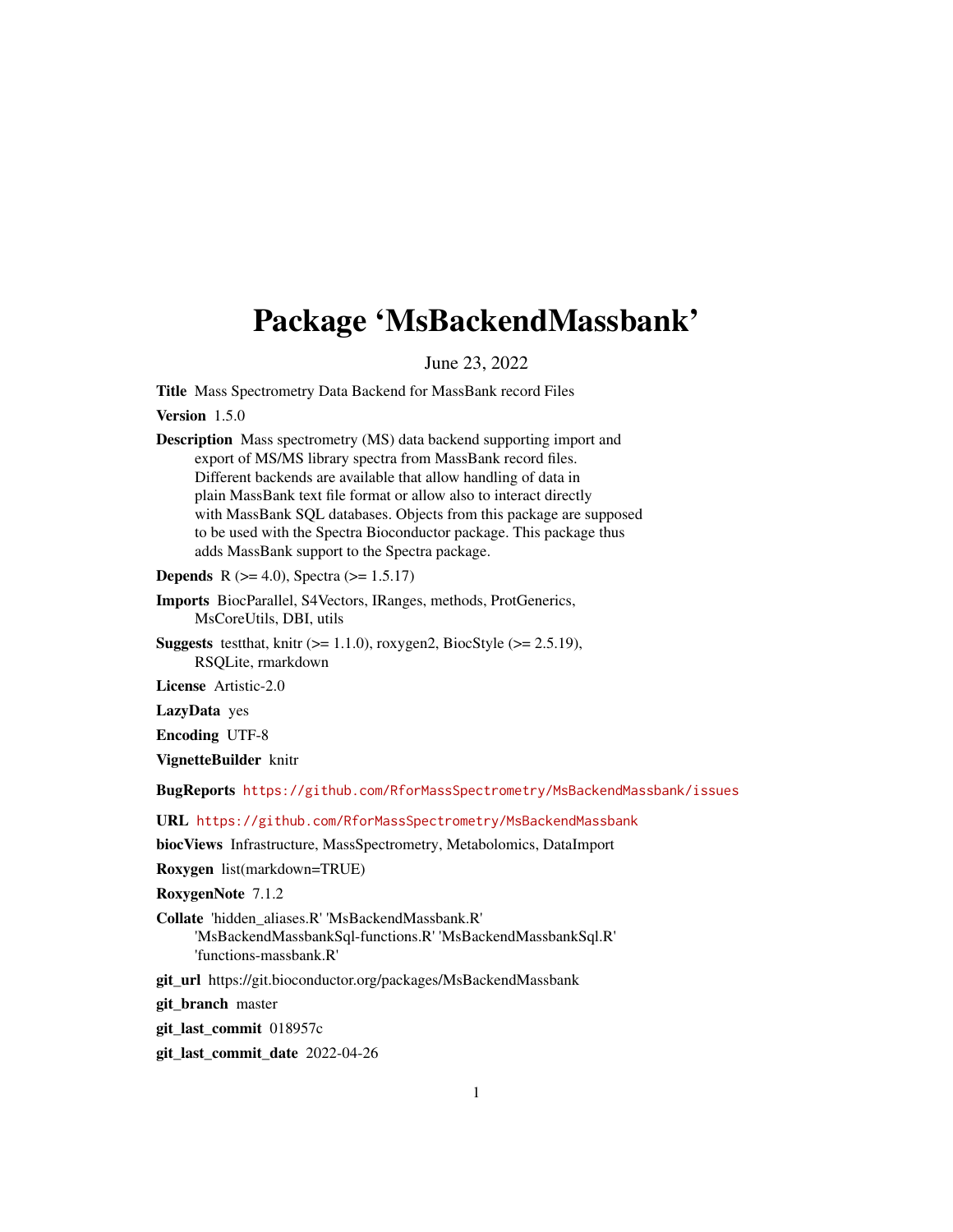# Package 'MsBackendMassbank'

June 23, 2022

**Title** Mass Spectrometry Data Backend for MassBank record Files

**Version** 1.5.0

**Description** Mass spectrometry (MS) data backend supporting import and export of MS/MS library spectra from MassBank record files. Different backends are available that allow handling of data in plain MassBank text file format or allow also to interact directly with MassBank SQL databases. Objects from this package are supposed to be used with the Spectra Bioconductor package. This package thus adds MassBank support to the Spectra package.

**Depends** R (>= 4.0), Spectra (>= 1.5.17)

**Imports** BiocParallel, S4Vectors, IRanges, methods, ProtGenerics, MsCoreUtils, DBI, utils

**Suggests** testthat, knitr (>= 1.1.0), roxygen2, BiocStyle (>= 2.5.19), RSQLite, rmarkdown

**License** Artistic-2.0

**LazyData** yes

**Encoding** UTF-8

**VignetteBuilder** knitr

**BugReports** https://github.com/RforMassSpectrometry/MsBackendMassbank/issues

**URL** https://github.com/RforMassSpectrometry/MsBackendMassbank

**biocViews** Infrastructure, MassSpectrometry, Metabolomics, DataImport

**Roxygen** list(markdown=TRUE)

**RoxygenNote** 7.1.2

**Collate** 'hidden_aliases.R' 'MsBackendMassbank.R' 'MsBackendMassbankSql-functions.R' 'MsBackendMassbankSql.R' 'functions-massbank.R'

**git_url** https://git.bioconductor.org/packages/MsBackendMassbank

**git_branch** master

**git_last_commit** 018957c

**git_last_commit_date** 2022-04-26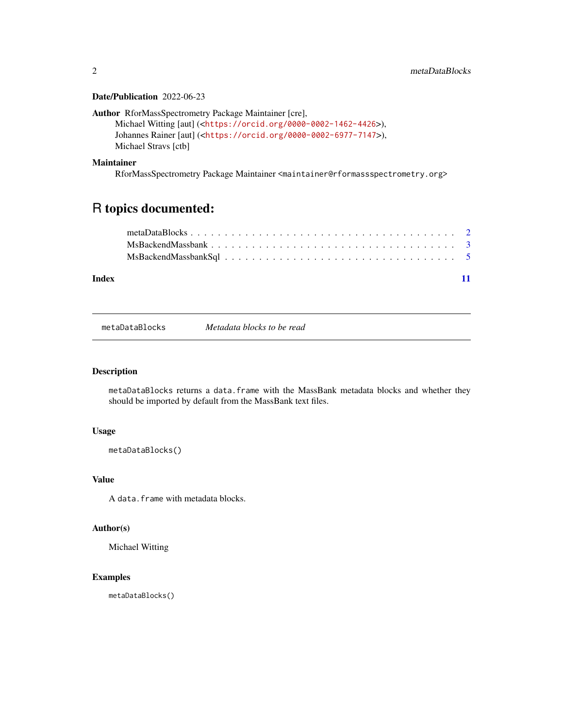**Date/Publication** 2022-06-23

**Author** RforMassSpectrometry Package Maintainer [cre],
Michael Witting [aut] (<https://orcid.org/0000-0002-1462-4426>),
Johannes Rainer [aut] (<https://orcid.org/0000-0002-6977-7147>),
Michael Stravs [ctb]

**Maintainer** RforMassSpectrometry Package Maintainer <maintainer@rformassspectrometry.org>

# R topics documented:

metaDataBlocks . . . . . . . . . . . . . . . . . . . . . . . . . . . . . . . . . . . . 2
MsBackendMassbank . . . . . . . . . . . . . . . . . . . . . . . . . . . . . . . . . 3
MsBackendMassbankSql . . . . . . . . . . . . . . . . . . . . . . . . . . . . . . 5

**Index** 11

---

`metaDataBlocks` *Metadata blocks to be read*

---

### Description

`metaDataBlocks` returns a `data.frame` with the MassBank metadata blocks and whether they should be imported by default from the MassBank text files.

### Usage

```
metaDataBlocks()
```

### Value

A `data.frame` with metadata blocks.

### Author(s)

Michael Witting

### Examples

```
metaDataBlocks()
```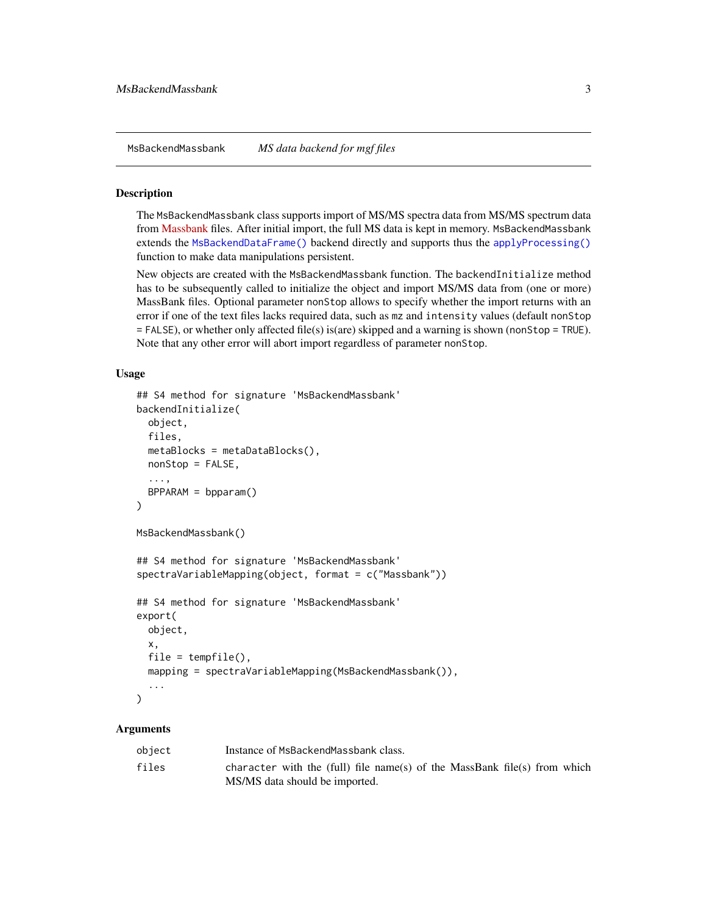MsBackendMassbank *MS data backend for mgf files*

## Description

The MsBackendMassbank class supports import of MS/MS spectra data from MS/MS spectrum data from Massbank files. After initial import, the full MS data is kept in memory. MsBackendMassbank extends the MsBackendDataFrame() backend directly and supports thus the applyProcessing() function to make data manipulations persistent.

New objects are created with the MsBackendMassbank function. The backendInitialize method has to be subsequently called to initialize the object and import MS/MS data from (one or more) MassBank files. Optional parameter nonStop allows to specify whether the import returns with an error if one of the text files lacks required data, such as mz and intensity values (default nonStop = FALSE), or whether only affected file(s) is(are) skipped and a warning is shown (nonStop = TRUE). Note that any other error will abort import regardless of parameter nonStop.

## Usage

```
## S4 method for signature 'MsBackendMassbank'
backendInitialize(
  object,
  files,
  metaBlocks = metaDataBlocks(),
  nonStop = FALSE,
  ...,
  BPPARAM = bpparam()
)

MsBackendMassbank()

## S4 method for signature 'MsBackendMassbank'
spectraVariableMapping(object, format = c("Massbank"))

## S4 method for signature 'MsBackendMassbank'
export(
  object,
  x,
  file = tempfile(),
  mapping = spectraVariableMapping(MsBackendMassbank()),
  ...
)
```

## Arguments

| | |
|---|---|
| object | Instance of MsBackendMassbank class. |
| files | character with the (full) file name(s) of the MassBank file(s) from which MS/MS data should be imported. |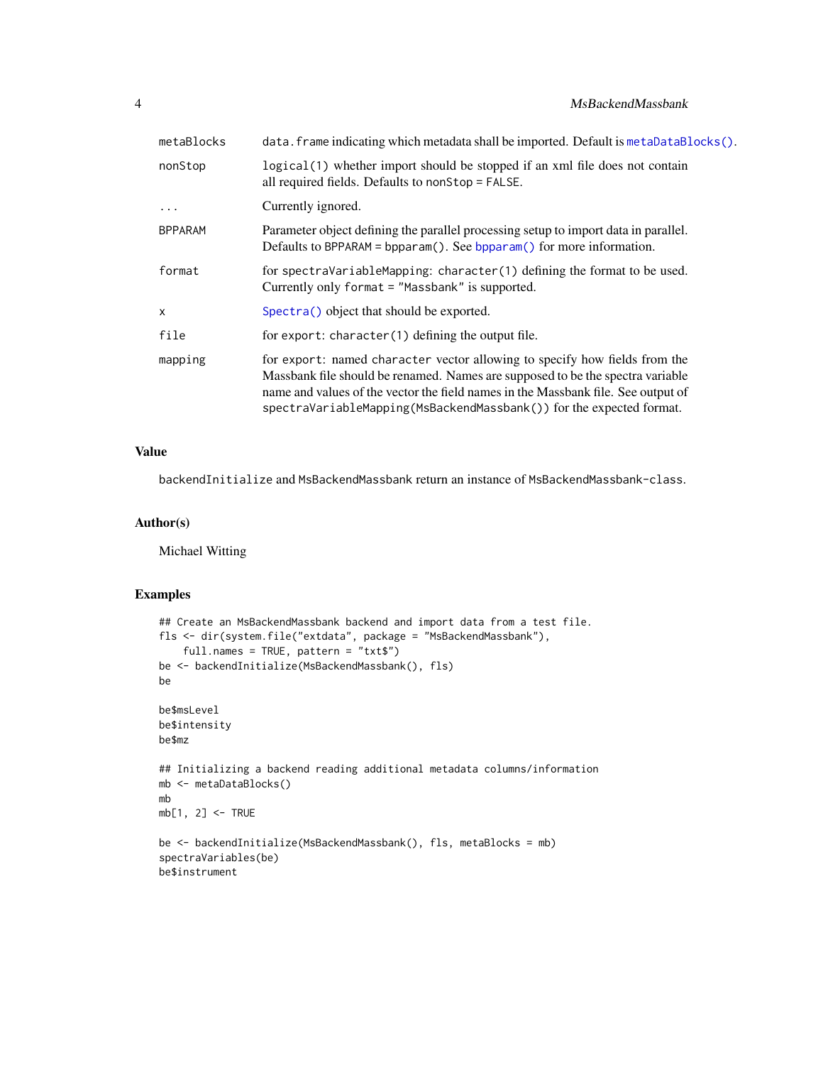| | |
|---|---|
| metaBlocks | data.frame indicating which metadata shall be imported. Default is metaDataBlocks(). |
| nonStop | logical(1) whether import should be stopped if an xml file does not contain all required fields. Defaults to nonStop = FALSE. |
| ... | Currently ignored. |
| BPPARAM | Parameter object defining the parallel processing setup to import data in parallel. Defaults to BPPARAM = bpparam(). See bpparam() for more information. |
| format | for spectraVariableMapping: character(1) defining the format to be used. Currently only format = "Massbank" is supported. |
| x | Spectra() object that should be exported. |
| file | for export: character(1) defining the output file. |
| mapping | for export: named character vector allowing to specify how fields from the Massbank file should be renamed. Names are supposed to be the spectra variable name and values of the vector the field names in the Massbank file. See output of spectraVariableMapping(MsBackendMassbank()) for the expected format. |

## Value

backendInitialize and MsBackendMassbank return an instance of MsBackendMassbank-class.

## Author(s)

Michael Witting

## Examples

```
## Create an MsBackendMassbank backend and import data from a test file.
fls <- dir(system.file("extdata", package = "MsBackendMassbank"),
    full.names = TRUE, pattern = "txt$")
be <- backendInitialize(MsBackendMassbank(), fls)
be

be$msLevel
be$intensity
be$mz

## Initializing a backend reading additional metadata columns/information
mb <- metaDataBlocks()
mb
mb[1, 2] <- TRUE

be <- backendInitialize(MsBackendMassbank(), fls, metaBlocks = mb)
spectraVariables(be)
be$instrument
```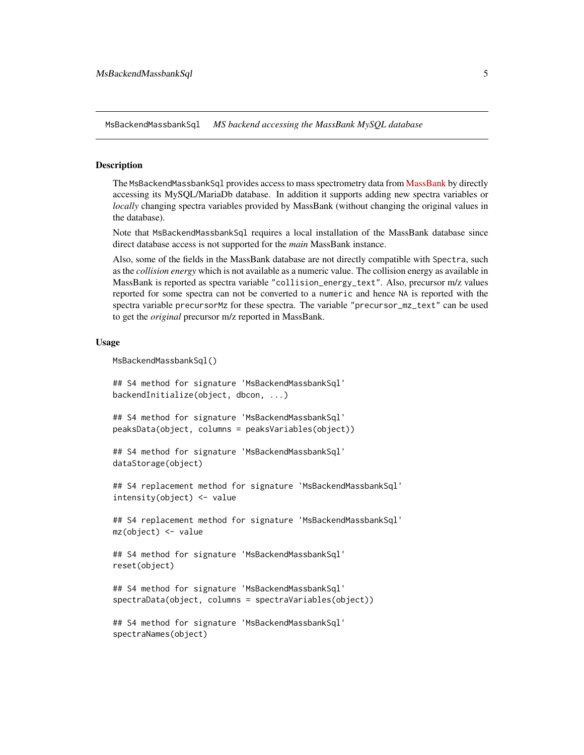MsBackendMassbankSql *MS backend accessing the MassBank MySQL database*

## Description

The MsBackendMassbankSql provides access to mass spectrometry data from MassBank by directly accessing its MySQL/MariaDb database. In addition it supports adding new spectra variables or *locally* changing spectra variables provided by MassBank (without changing the original values in the database).

Note that MsBackendMassbankSql requires a local installation of the MassBank database since direct database access is not supported for the *main* MassBank instance.

Also, some of the fields in the MassBank database are not directly compatible with Spectra, such as the *collision energy* which is not available as a numeric value. The collision energy as available in MassBank is reported as spectra variable "collision_energy_text". Also, precursor m/z values reported for some spectra can not be converted to a numeric and hence NA is reported with the spectra variable precursorMz for these spectra. The variable "precursor_mz_text" can be used to get the *original* precursor m/z reported in MassBank.

## Usage

```
MsBackendMassbankSql()

## S4 method for signature 'MsBackendMassbankSql'
backendInitialize(object, dbcon, ...)

## S4 method for signature 'MsBackendMassbankSql'
peaksData(object, columns = peaksVariables(object))

## S4 method for signature 'MsBackendMassbankSql'
dataStorage(object)

## S4 replacement method for signature 'MsBackendMassbankSql'
intensity(object) <- value

## S4 replacement method for signature 'MsBackendMassbankSql'
mz(object) <- value

## S4 method for signature 'MsBackendMassbankSql'
reset(object)

## S4 method for signature 'MsBackendMassbankSql'
spectraData(object, columns = spectraVariables(object))

## S4 method for signature 'MsBackendMassbankSql'
spectraNames(object)
```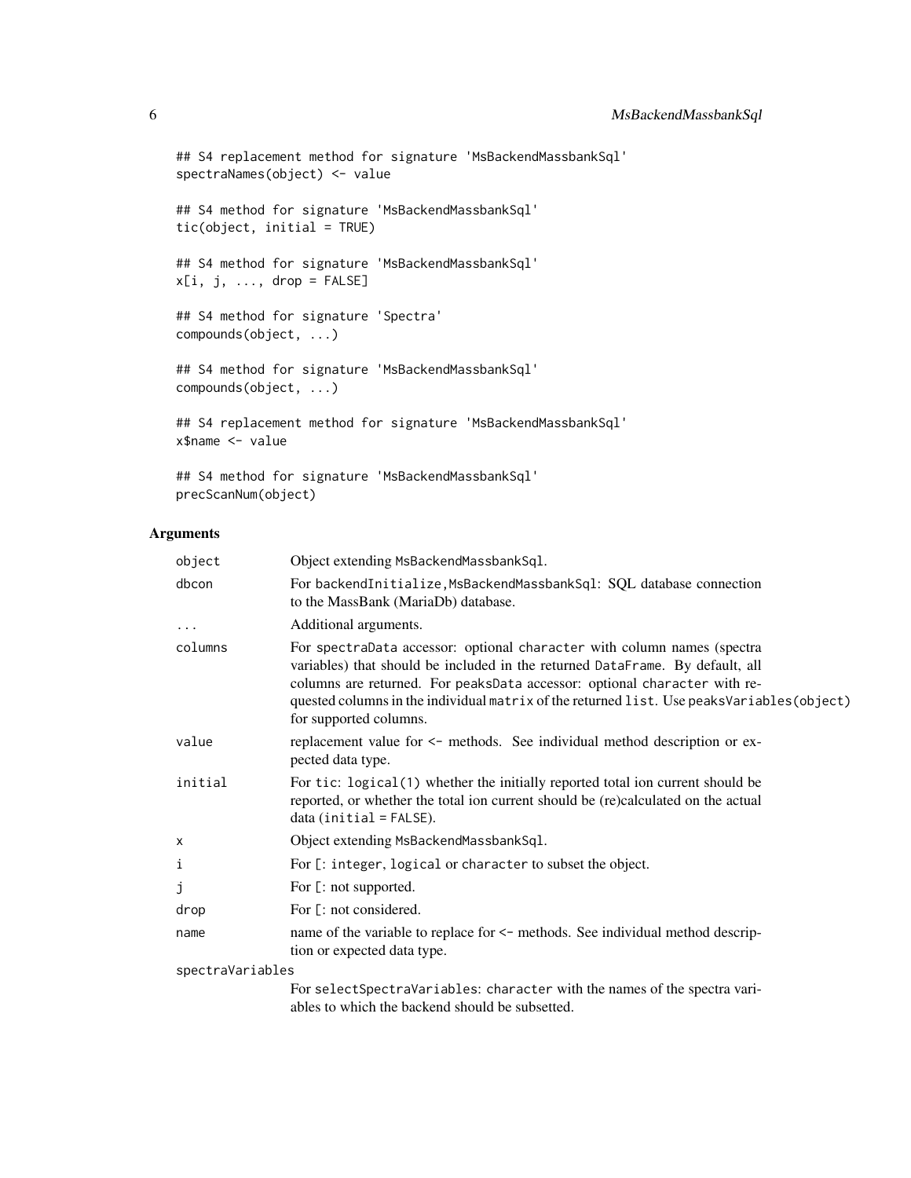```
## S4 replacement method for signature 'MsBackendMassbankSql'
spectraNames(object) <- value

## S4 method for signature 'MsBackendMassbankSql'
tic(object, initial = TRUE)

## S4 method for signature 'MsBackendMassbankSql'
x[i, j, ..., drop = FALSE]

## S4 method for signature 'Spectra'
compounds(object, ...)

## S4 method for signature 'MsBackendMassbankSql'
compounds(object, ...)

## S4 replacement method for signature 'MsBackendMassbankSql'
x$name <- value

## S4 method for signature 'MsBackendMassbankSql'
precScanNum(object)
```

## Arguments

| Argument | Description |
|---|---|
| `object` | Object extending `MsBackendMassbankSql`. |
| `dbcon` | For `backendInitialize,MsBackendMassbankSql`: SQL database connection to the MassBank (MariaDb) database. |
| `...` | Additional arguments. |
| `columns` | For `spectraData` accessor: optional `character` with column names (spectra variables) that should be included in the returned `DataFrame`. By default, all columns are returned. For `peaksData` accessor: optional `character` with requested columns in the individual `matrix` of the returned `list`. Use `peaksVariables(object)` for supported columns. |
| `value` | replacement value for `<-` methods. See individual method description or expected data type. |
| `initial` | For `tic`: `logical(1)` whether the initially reported total ion current should be reported, or whether the total ion current should be (re)calculated on the actual data (`initial = FALSE`). |
| `x` | Object extending `MsBackendMassbankSql`. |
| `i` | For `[`: `integer`, `logical` or `character` to subset the object. |
| `j` | For `[`: not supported. |
| `drop` | For `[`: not considered. |
| `name` | name of the variable to replace for `<-` methods. See individual method description or expected data type. |
| `spectraVariables` | For `selectSpectraVariables`: `character` with the names of the spectra variables to which the backend should be subsetted. |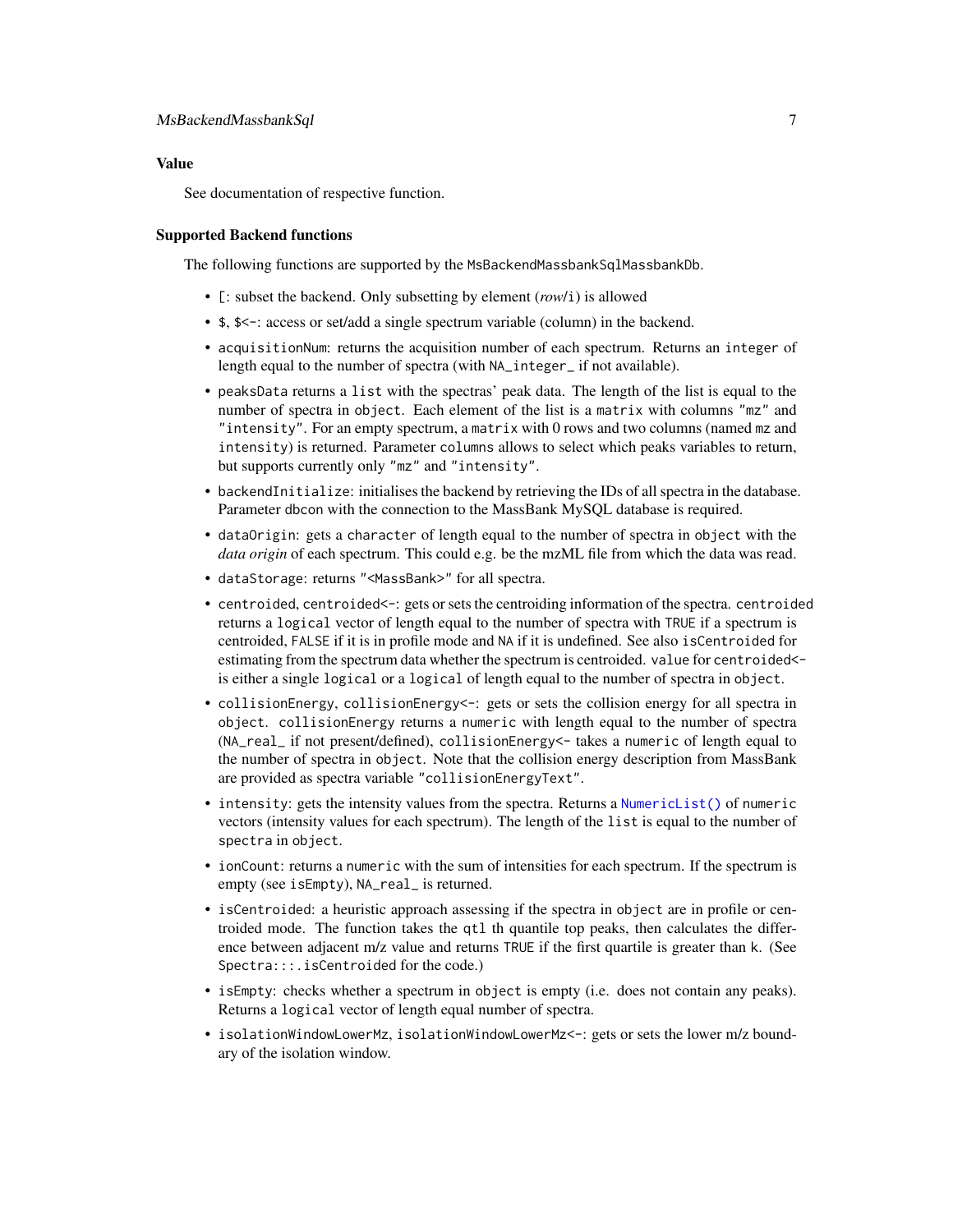## Value

See documentation of respective function.

## Supported Backend functions

The following functions are supported by the `MsBackendMassbankSqlMassbankDb`.

- `[`: subset the backend. Only subsetting by element (*row*/`i`) is allowed
- `$`, `$<-`: access or set/add a single spectrum variable (column) in the backend.
- `acquisitionNum`: returns the acquisition number of each spectrum. Returns an `integer` of length equal to the number of spectra (with `NA_integer_` if not available).
- `peaksData` returns a `list` with the spectras' peak data. The length of the list is equal to the number of spectra in `object`. Each element of the list is a `matrix` with columns `"mz"` and `"intensity"`. For an empty spectrum, a `matrix` with 0 rows and two columns (named `mz` and `intensity`) is returned. Parameter `columns` allows to select which peaks variables to return, but supports currently only `"mz"` and `"intensity"`.
- `backendInitialize`: initialises the backend by retrieving the IDs of all spectra in the database. Parameter `dbcon` with the connection to the MassBank MySQL database is required.
- `dataOrigin`: gets a `character` of length equal to the number of spectra in `object` with the *data origin* of each spectrum. This could e.g. be the mzML file from which the data was read.
- `dataStorage`: returns `"<MassBank>"` for all spectra.
- `centroided`, `centroided<-`: gets or sets the centroiding information of the spectra. `centroided` returns a `logical` vector of length equal to the number of spectra with `TRUE` if a spectrum is centroided, `FALSE` if it is in profile mode and `NA` if it is undefined. See also `isCentroided` for estimating from the spectrum data whether the spectrum is centroided. `value` for `centroided<-` is either a single `logical` or a `logical` of length equal to the number of spectra in `object`.
- `collisionEnergy`, `collisionEnergy<-`: gets or sets the collision energy for all spectra in `object`. `collisionEnergy` returns a `numeric` with length equal to the number of spectra (`NA_real_` if not present/defined), `collisionEnergy<-` takes a `numeric` of length equal to the number of spectra in `object`. Note that the collision energy description from MassBank are provided as spectra variable `"collisionEnergyText"`.
- `intensity`: gets the intensity values from the spectra. Returns a `NumericList()` of `numeric` vectors (intensity values for each spectrum). The length of the `list` is equal to the number of `spectra` in `object`.
- `ionCount`: returns a `numeric` with the sum of intensities for each spectrum. If the spectrum is empty (see `isEmpty`), `NA_real_` is returned.
- `isCentroided`: a heuristic approach assessing if the spectra in `object` are in profile or centroided mode. The function takes the `qtl` th quantile top peaks, then calculates the difference between adjacent m/z value and returns `TRUE` if the first quartile is greater than `k`. (See `Spectra:::.isCentroided` for the code.)
- `isEmpty`: checks whether a spectrum in `object` is empty (i.e. does not contain any peaks). Returns a `logical` vector of length equal number of spectra.
- `isolationWindowLowerMz`, `isolationWindowLowerMz<-`: gets or sets the lower m/z boundary of the isolation window.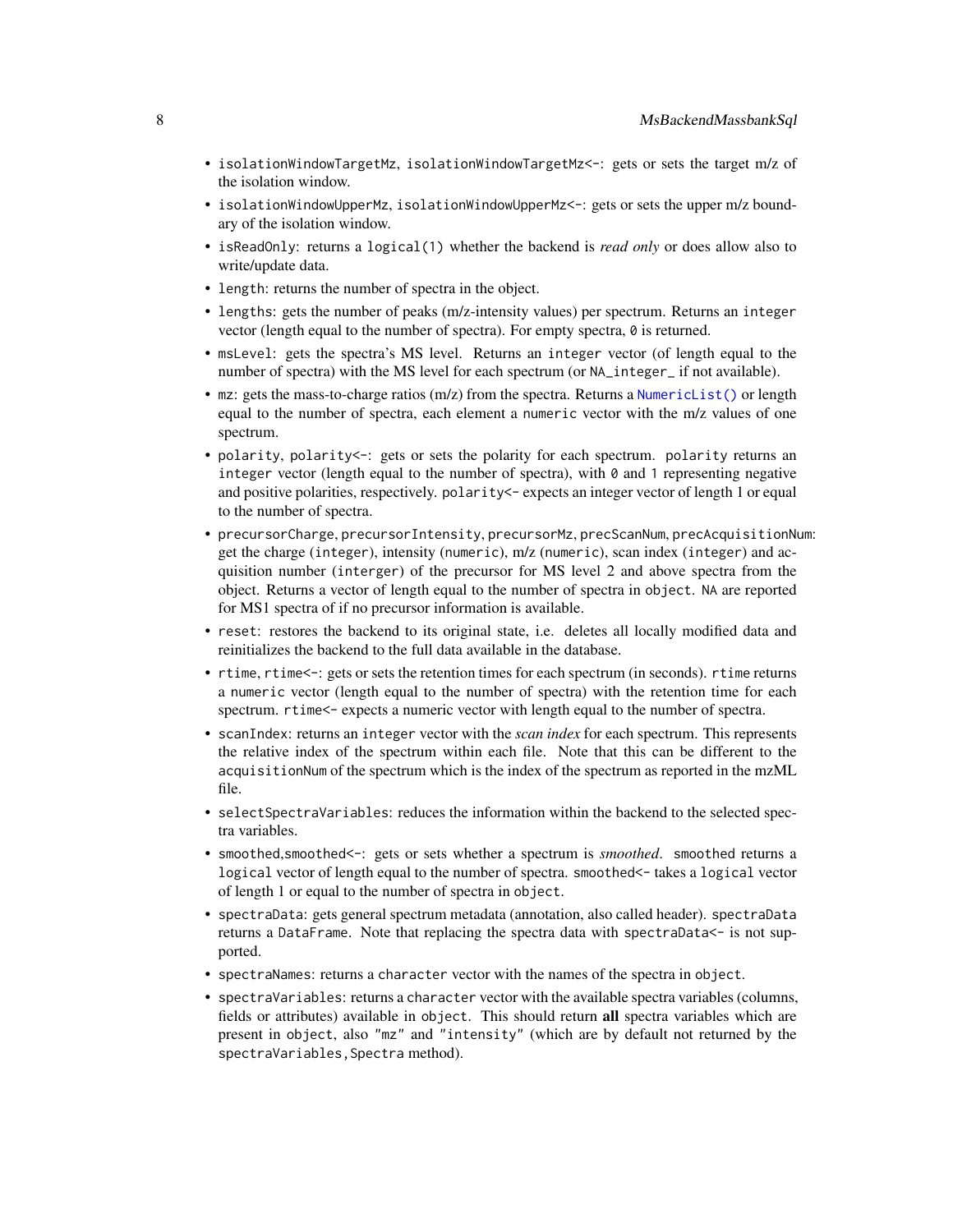- `isolationWindowTargetMz`, `isolationWindowTargetMz<-`: gets or sets the target m/z of the isolation window.
- `isolationWindowUpperMz`, `isolationWindowUpperMz<-`: gets or sets the upper m/z boundary of the isolation window.
- `isReadOnly`: returns a `logical(1)` whether the backend is *read only* or does allow also to write/update data.
- `length`: returns the number of spectra in the object.
- `lengths`: gets the number of peaks (m/z-intensity values) per spectrum. Returns an `integer` vector (length equal to the number of spectra). For empty spectra, `0` is returned.
- `msLevel`: gets the spectra's MS level. Returns an `integer` vector (of length equal to the number of spectra) with the MS level for each spectrum (or `NA_integer_` if not available).
- `mz`: gets the mass-to-charge ratios (m/z) from the spectra. Returns a `NumericList()` or length equal to the number of spectra, each element a `numeric` vector with the m/z values of one spectrum.
- `polarity`, `polarity<-`: gets or sets the polarity for each spectrum. `polarity` returns an `integer` vector (length equal to the number of spectra), with `0` and `1` representing negative and positive polarities, respectively. `polarity<-` expects an integer vector of length 1 or equal to the number of spectra.
- `precursorCharge`, `precursorIntensity`, `precursorMz`, `precScanNum`, `precAcquisitionNum`: get the charge (`integer`), intensity (`numeric`), m/z (`numeric`), scan index (`integer`) and acquisition number (`interger`) of the precursor for MS level 2 and above spectra from the object. Returns a vector of length equal to the number of spectra in `object`. `NA` are reported for MS1 spectra of if no precursor information is available.
- `reset`: restores the backend to its original state, i.e. deletes all locally modified data and reinitializes the backend to the full data available in the database.
- `rtime`, `rtime<-`: gets or sets the retention times for each spectrum (in seconds). `rtime` returns a `numeric` vector (length equal to the number of spectra) with the retention time for each spectrum. `rtime<-` expects a numeric vector with length equal to the number of spectra.
- `scanIndex`: returns an `integer` vector with the *scan index* for each spectrum. This represents the relative index of the spectrum within each file. Note that this can be different to the `acquisitionNum` of the spectrum which is the index of the spectrum as reported in the mzML file.
- `selectSpectraVariables`: reduces the information within the backend to the selected spectra variables.
- `smoothed`,`smoothed<-`: gets or sets whether a spectrum is *smoothed*. `smoothed` returns a `logical` vector of length equal to the number of spectra. `smoothed<-` takes a `logical` vector of length 1 or equal to the number of spectra in `object`.
- `spectraData`: gets general spectrum metadata (annotation, also called header). `spectraData` returns a `DataFrame`. Note that replacing the spectra data with `spectraData<-` is not supported.
- `spectraNames`: returns a `character` vector with the names of the spectra in `object`.
- `spectraVariables`: returns a `character` vector with the available spectra variables (columns, fields or attributes) available in `object`. This should return **all** spectra variables which are present in `object`, also `"mz"` and `"intensity"` (which are by default not returned by the `spectraVariables,Spectra` method).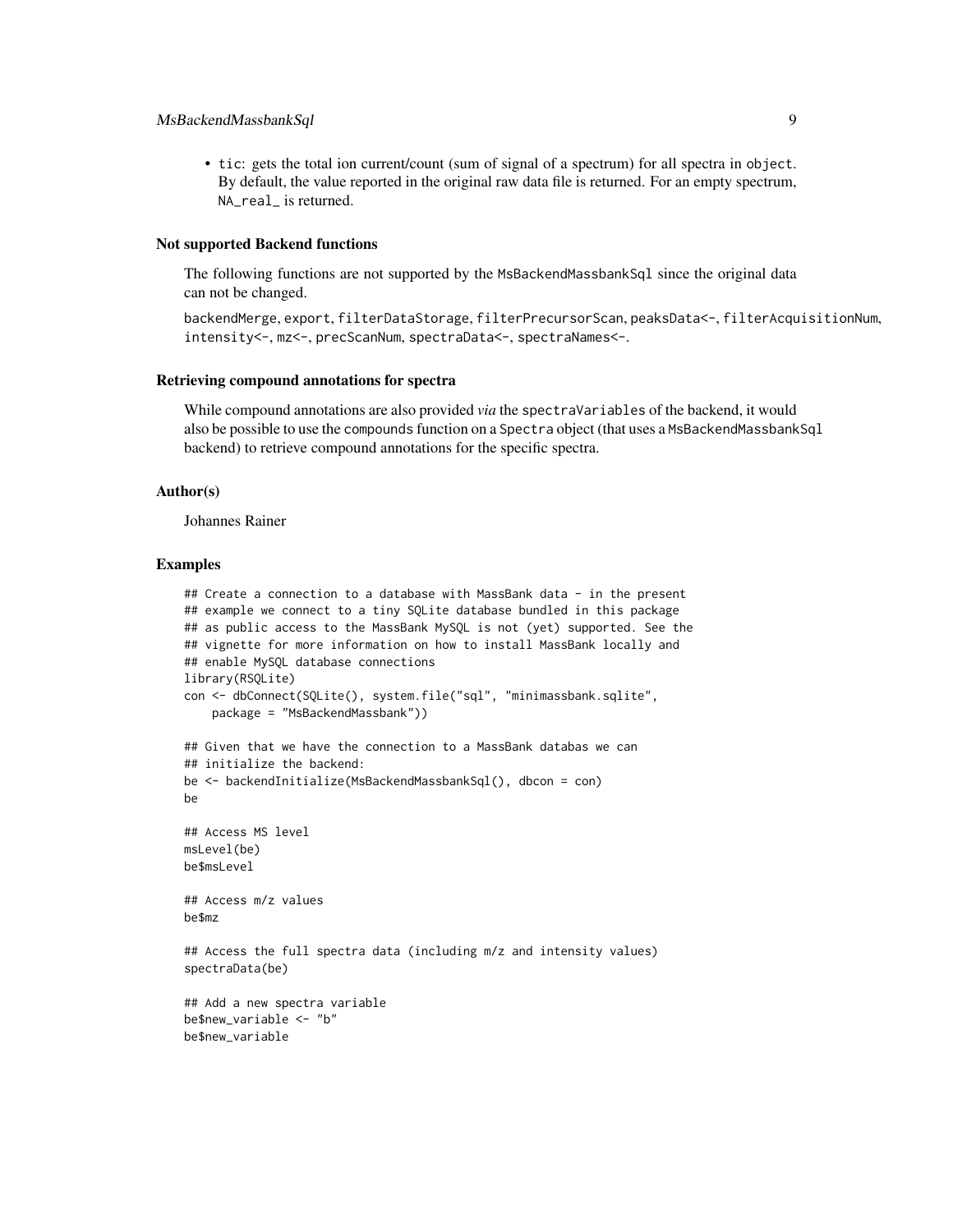- tic: gets the total ion current/count (sum of signal of a spectrum) for all spectra in object. By default, the value reported in the original raw data file is returned. For an empty spectrum, NA_real_ is returned.

### Not supported Backend functions

The following functions are not supported by the MsBackendMassbankSql since the original data can not be changed.

backendMerge, export, filterDataStorage, filterPrecursorScan, peaksData<-, filterAcquisitionNum, intensity<-, mz<-, precScanNum, spectraData<-, spectraNames<-.

### Retrieving compound annotations for spectra

While compound annotations are also provided *via* the spectraVariables of the backend, it would also be possible to use the compounds function on a Spectra object (that uses a MsBackendMassbankSql backend) to retrieve compound annotations for the specific spectra.

### Author(s)

Johannes Rainer

### Examples

```
## Create a connection to a database with MassBank data - in the present
## example we connect to a tiny SQLite database bundled in this package
## as public access to the MassBank MySQL is not (yet) supported. See the
## vignette for more information on how to install MassBank locally and
## enable MySQL database connections
library(RSQLite)
con <- dbConnect(SQLite(), system.file("sql", "minimassbank.sqlite",
    package = "MsBackendMassbank"))

## Given that we have the connection to a MassBank databas we can
## initialize the backend:
be <- backendInitialize(MsBackendMassbankSql(), dbcon = con)
be

## Access MS level
msLevel(be)
be$msLevel

## Access m/z values
be$mz

## Access the full spectra data (including m/z and intensity values)
spectraData(be)

## Add a new spectra variable
be$new_variable <- "b"
be$new_variable
```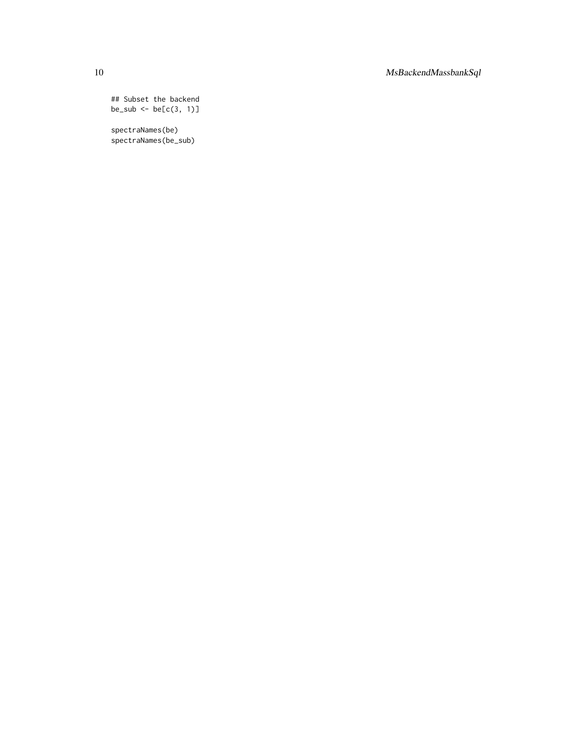```
## Subset the backend
be_sub <- be[c(3, 1)]

spectraNames(be)
spectraNames(be_sub)
```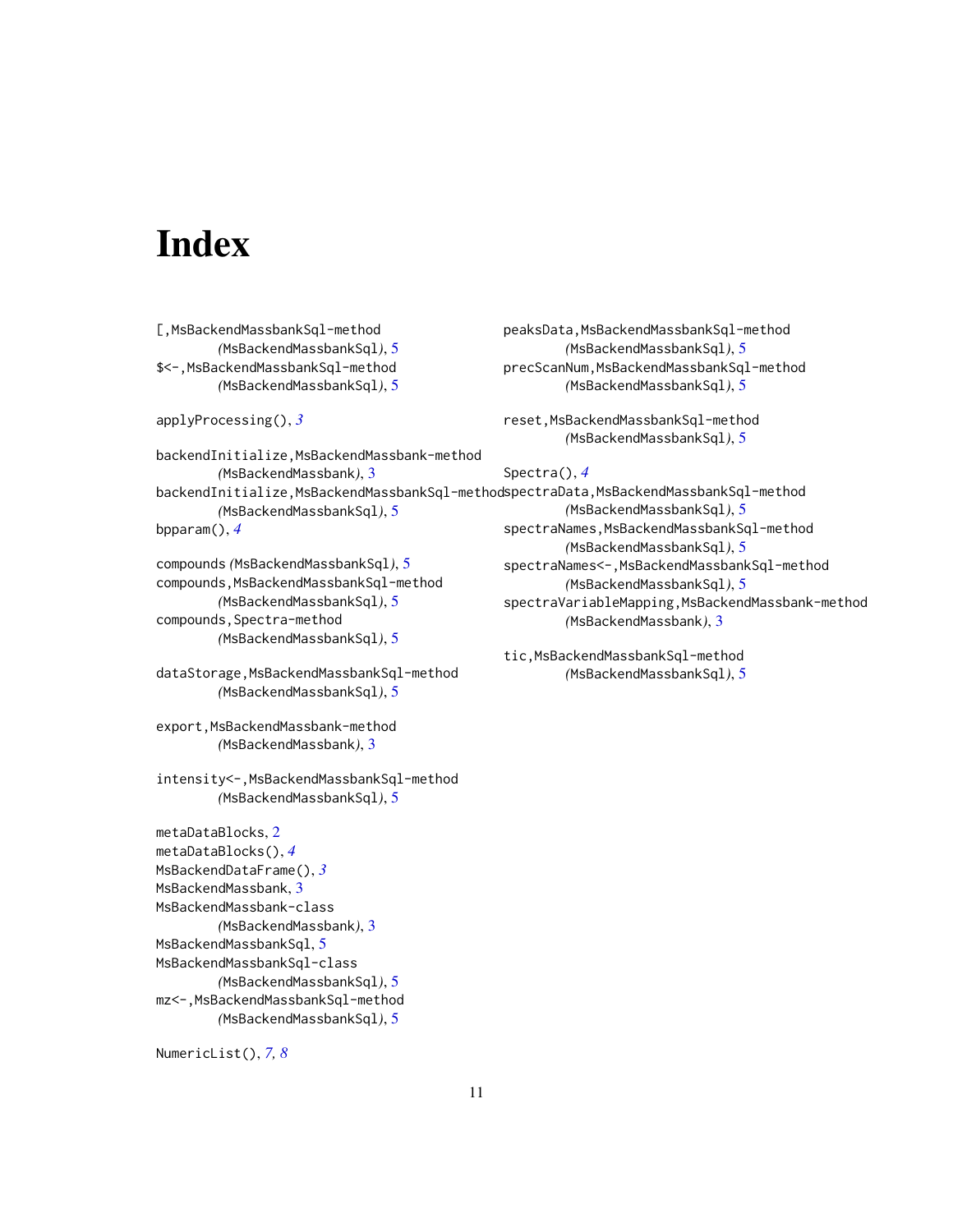# Index

[,MsBackendMassbankSql-method
  (MsBackendMassbankSql), 5
$<-,MsBackendMassbankSql-method
  (MsBackendMassbankSql), 5

applyProcessing(), 3

backendInitialize,MsBackendMassbank-method
  (MsBackendMassbank), 3
backendInitialize,MsBackendMassbankSql-method
  (MsBackendMassbankSql), 5
bpparam(), 4

compounds (MsBackendMassbankSql), 5
compounds,MsBackendMassbankSql-method
  (MsBackendMassbankSql), 5
compounds,Spectra-method
  (MsBackendMassbankSql), 5

dataStorage,MsBackendMassbankSql-method
  (MsBackendMassbankSql), 5

export,MsBackendMassbank-method
  (MsBackendMassbank), 3

intensity<-,MsBackendMassbankSql-method
  (MsBackendMassbankSql), 5

metaDataBlocks, 2
metaDataBlocks(), 4
MsBackendDataFrame(), 3
MsBackendMassbank, 3
MsBackendMassbank-class
  (MsBackendMassbank), 3
MsBackendMassbankSql, 5
MsBackendMassbankSql-class
  (MsBackendMassbankSql), 5
mz<-,MsBackendMassbankSql-method
  (MsBackendMassbankSql), 5

NumericList(), 7, 8

peaksData,MsBackendMassbankSql-method
  (MsBackendMassbankSql), 5
precScanNum,MsBackendMassbankSql-method
  (MsBackendMassbankSql), 5

reset,MsBackendMassbankSql-method
  (MsBackendMassbankSql), 5

Spectra(), 4
spectraData,MsBackendMassbankSql-method
  (MsBackendMassbankSql), 5
spectraNames,MsBackendMassbankSql-method
  (MsBackendMassbankSql), 5
spectraNames<-,MsBackendMassbankSql-method
  (MsBackendMassbankSql), 5
spectraVariableMapping,MsBackendMassbank-method
  (MsBackendMassbank), 3

tic,MsBackendMassbankSql-method
  (MsBackendMassbankSql), 5